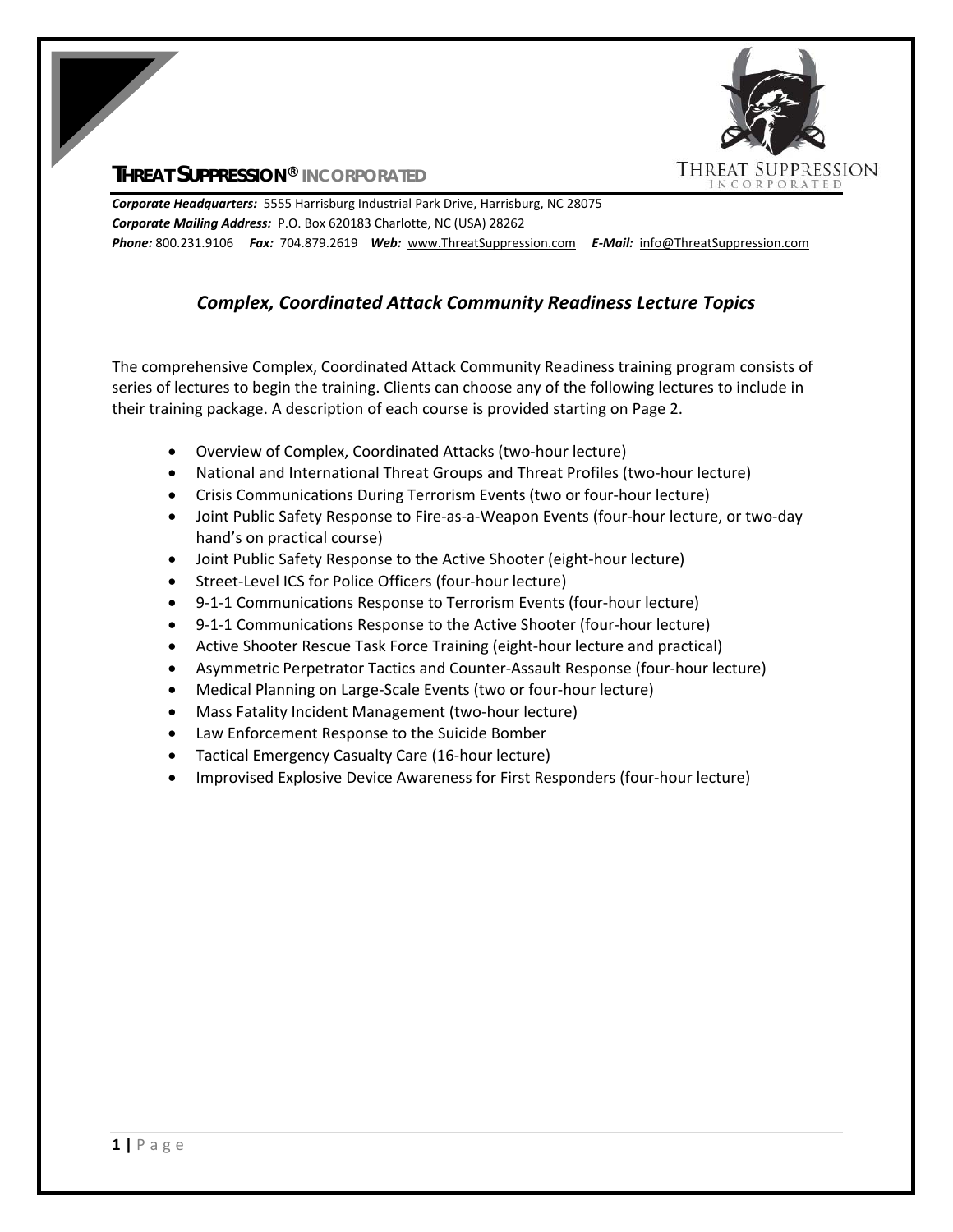**THREAT SUPPRESSION® INCORPORATED**

***Corporate Headquarters:*** 5555 Harrisburg Industrial Park Drive, Harrisburg, NC 28075
***Corporate Mailing Address:*** P.O. Box 620183 Charlotte, NC (USA) 28262
***Phone:*** 800.231.9106 ***Fax:*** 704.879.2619 ***Web:*** www.ThreatSuppression.com ***E-Mail:*** info@ThreatSuppression.com

## *Complex, Coordinated Attack Community Readiness Lecture Topics*

The comprehensive Complex, Coordinated Attack Community Readiness training program consists of series of lectures to begin the training. Clients can choose any of the following lectures to include in their training package. A description of each course is provided starting on Page 2.

- Overview of Complex, Coordinated Attacks (two-hour lecture)
- National and International Threat Groups and Threat Profiles (two-hour lecture)
- Crisis Communications During Terrorism Events (two or four-hour lecture)
- Joint Public Safety Response to Fire-as-a-Weapon Events (four-hour lecture, or two-day hand's on practical course)
- Joint Public Safety Response to the Active Shooter (eight-hour lecture)
- Street-Level ICS for Police Officers (four-hour lecture)
- 9-1-1 Communications Response to Terrorism Events (four-hour lecture)
- 9-1-1 Communications Response to the Active Shooter (four-hour lecture)
- Active Shooter Rescue Task Force Training (eight-hour lecture and practical)
- Asymmetric Perpetrator Tactics and Counter-Assault Response (four-hour lecture)
- Medical Planning on Large-Scale Events (two or four-hour lecture)
- Mass Fatality Incident Management (two-hour lecture)
- Law Enforcement Response to the Suicide Bomber
- Tactical Emergency Casualty Care (16-hour lecture)
- Improvised Explosive Device Awareness for First Responders (four-hour lecture)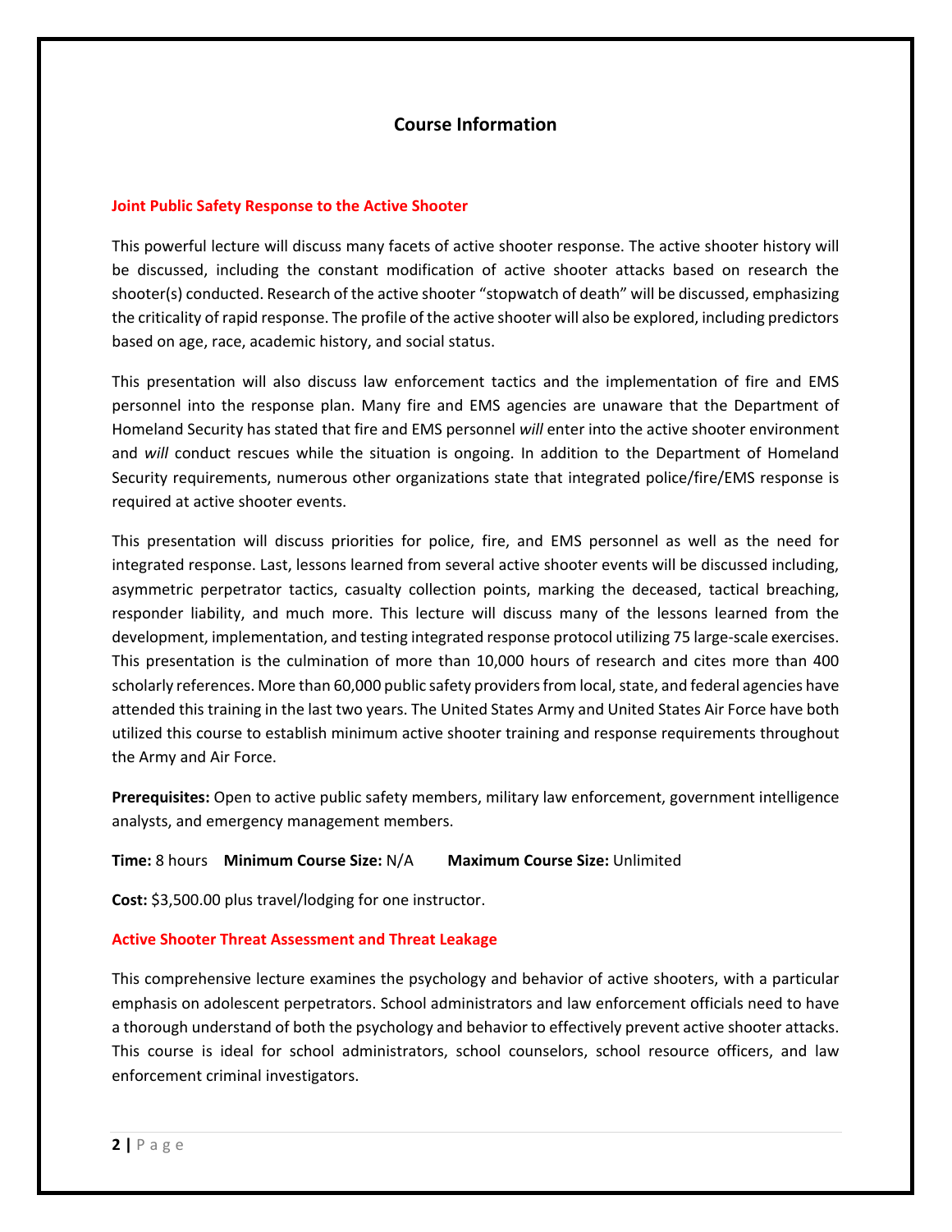## Course Information

### Joint Public Safety Response to the Active Shooter

This powerful lecture will discuss many facets of active shooter response. The active shooter history will be discussed, including the constant modification of active shooter attacks based on research the shooter(s) conducted. Research of the active shooter "stopwatch of death" will be discussed, emphasizing the criticality of rapid response. The profile of the active shooter will also be explored, including predictors based on age, race, academic history, and social status.

This presentation will also discuss law enforcement tactics and the implementation of fire and EMS personnel into the response plan. Many fire and EMS agencies are unaware that the Department of Homeland Security has stated that fire and EMS personnel *will* enter into the active shooter environment and *will* conduct rescues while the situation is ongoing. In addition to the Department of Homeland Security requirements, numerous other organizations state that integrated police/fire/EMS response is required at active shooter events.

This presentation will discuss priorities for police, fire, and EMS personnel as well as the need for integrated response. Last, lessons learned from several active shooter events will be discussed including, asymmetric perpetrator tactics, casualty collection points, marking the deceased, tactical breaching, responder liability, and much more. This lecture will discuss many of the lessons learned from the development, implementation, and testing integrated response protocol utilizing 75 large-scale exercises. This presentation is the culmination of more than 10,000 hours of research and cites more than 400 scholarly references. More than 60,000 public safety providers from local, state, and federal agencies have attended this training in the last two years. The United States Army and United States Air Force have both utilized this course to establish minimum active shooter training and response requirements throughout the Army and Air Force.

**Prerequisites:** Open to active public safety members, military law enforcement, government intelligence analysts, and emergency management members.

**Time:** 8 hours **Minimum Course Size:** N/A **Maximum Course Size:** Unlimited

**Cost:** $3,500.00 plus travel/lodging for one instructor.

### Active Shooter Threat Assessment and Threat Leakage

This comprehensive lecture examines the psychology and behavior of active shooters, with a particular emphasis on adolescent perpetrators. School administrators and law enforcement officials need to have a thorough understand of both the psychology and behavior to effectively prevent active shooter attacks. This course is ideal for school administrators, school counselors, school resource officers, and law enforcement criminal investigators.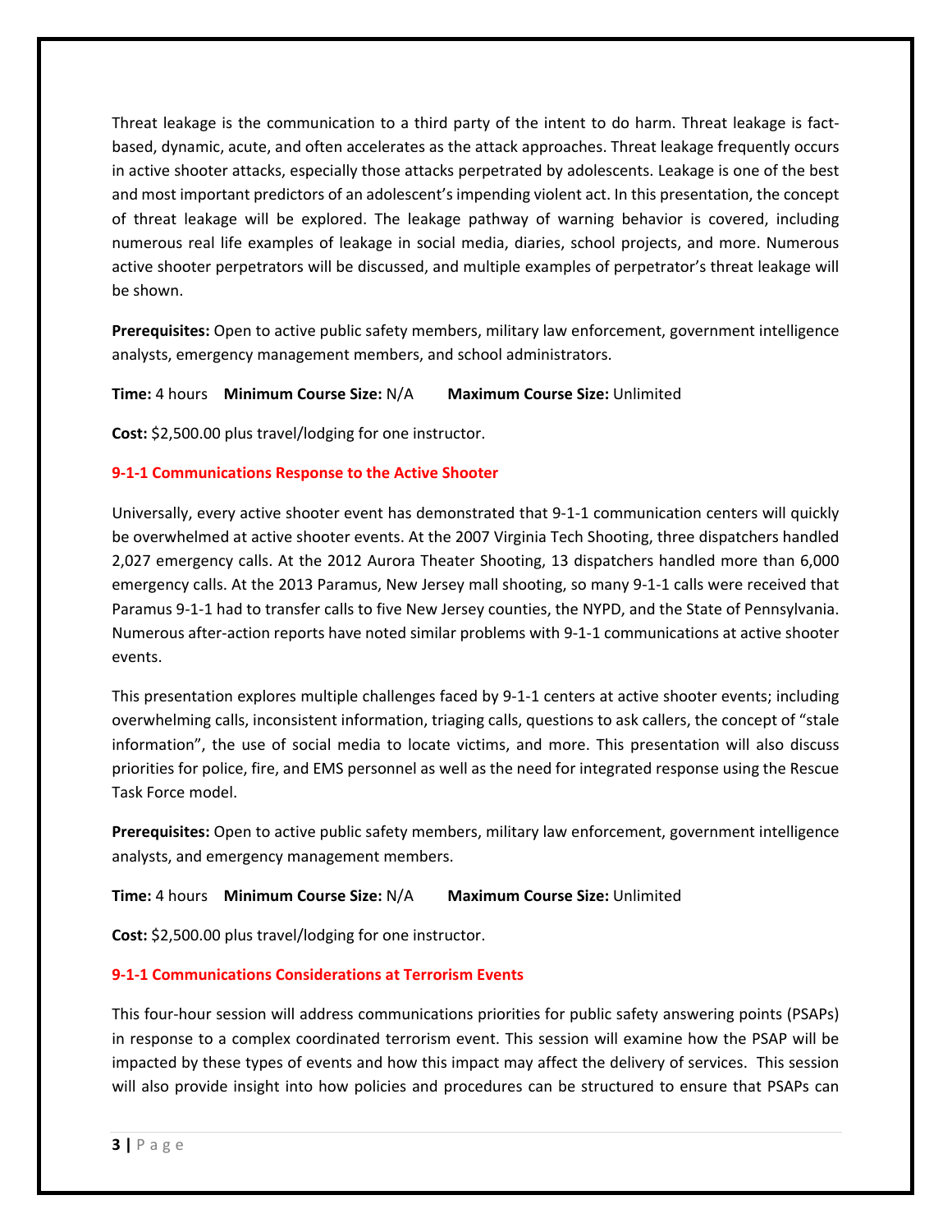Threat leakage is the communication to a third party of the intent to do harm. Threat leakage is fact-based, dynamic, acute, and often accelerates as the attack approaches. Threat leakage frequently occurs in active shooter attacks, especially those attacks perpetrated by adolescents. Leakage is one of the best and most important predictors of an adolescent's impending violent act. In this presentation, the concept of threat leakage will be explored. The leakage pathway of warning behavior is covered, including numerous real life examples of leakage in social media, diaries, school projects, and more. Numerous active shooter perpetrators will be discussed, and multiple examples of perpetrator's threat leakage will be shown.

**Prerequisites:** Open to active public safety members, military law enforcement, government intelligence analysts, emergency management members, and school administrators.

**Time:** 4 hours **Minimum Course Size:** N/A **Maximum Course Size:** Unlimited

**Cost:** $2,500.00 plus travel/lodging for one instructor.

### 9-1-1 Communications Response to the Active Shooter

Universally, every active shooter event has demonstrated that 9-1-1 communication centers will quickly be overwhelmed at active shooter events. At the 2007 Virginia Tech Shooting, three dispatchers handled 2,027 emergency calls. At the 2012 Aurora Theater Shooting, 13 dispatchers handled more than 6,000 emergency calls. At the 2013 Paramus, New Jersey mall shooting, so many 9-1-1 calls were received that Paramus 9-1-1 had to transfer calls to five New Jersey counties, the NYPD, and the State of Pennsylvania. Numerous after-action reports have noted similar problems with 9-1-1 communications at active shooter events.

This presentation explores multiple challenges faced by 9-1-1 centers at active shooter events; including overwhelming calls, inconsistent information, triaging calls, questions to ask callers, the concept of "stale information", the use of social media to locate victims, and more. This presentation will also discuss priorities for police, fire, and EMS personnel as well as the need for integrated response using the Rescue Task Force model.

**Prerequisites:** Open to active public safety members, military law enforcement, government intelligence analysts, and emergency management members.

**Time:** 4 hours **Minimum Course Size:** N/A **Maximum Course Size:** Unlimited

**Cost:** $2,500.00 plus travel/lodging for one instructor.

### 9-1-1 Communications Considerations at Terrorism Events

This four-hour session will address communications priorities for public safety answering points (PSAPs) in response to a complex coordinated terrorism event. This session will examine how the PSAP will be impacted by these types of events and how this impact may affect the delivery of services. This session will also provide insight into how policies and procedures can be structured to ensure that PSAPs can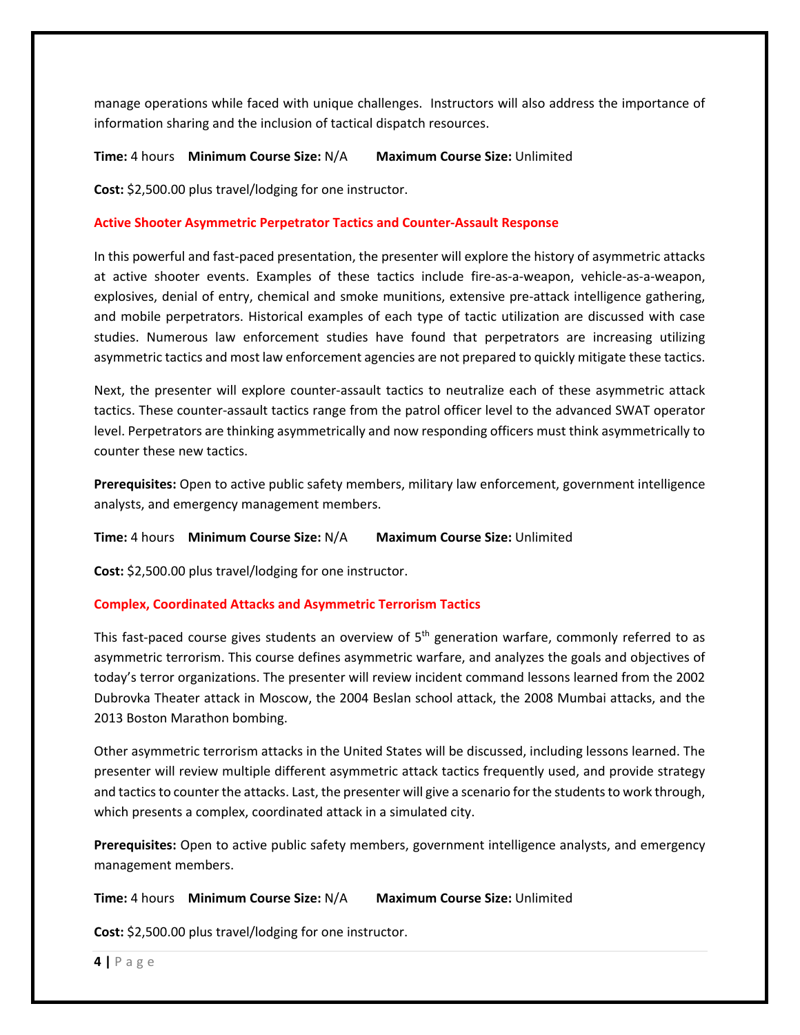manage operations while faced with unique challenges. Instructors will also address the importance of information sharing and the inclusion of tactical dispatch resources.

**Time:** 4 hours **Minimum Course Size:** N/A **Maximum Course Size:** Unlimited

**Cost:** $2,500.00 plus travel/lodging for one instructor.

## Active Shooter Asymmetric Perpetrator Tactics and Counter-Assault Response

In this powerful and fast-paced presentation, the presenter will explore the history of asymmetric attacks at active shooter events. Examples of these tactics include fire-as-a-weapon, vehicle-as-a-weapon, explosives, denial of entry, chemical and smoke munitions, extensive pre-attack intelligence gathering, and mobile perpetrators. Historical examples of each type of tactic utilization are discussed with case studies. Numerous law enforcement studies have found that perpetrators are increasing utilizing asymmetric tactics and most law enforcement agencies are not prepared to quickly mitigate these tactics.

Next, the presenter will explore counter-assault tactics to neutralize each of these asymmetric attack tactics. These counter-assault tactics range from the patrol officer level to the advanced SWAT operator level. Perpetrators are thinking asymmetrically and now responding officers must think asymmetrically to counter these new tactics.

**Prerequisites:** Open to active public safety members, military law enforcement, government intelligence analysts, and emergency management members.

**Time:** 4 hours **Minimum Course Size:** N/A **Maximum Course Size:** Unlimited

**Cost:** $2,500.00 plus travel/lodging for one instructor.

## Complex, Coordinated Attacks and Asymmetric Terrorism Tactics

This fast-paced course gives students an overview of 5th generation warfare, commonly referred to as asymmetric terrorism. This course defines asymmetric warfare, and analyzes the goals and objectives of today's terror organizations. The presenter will review incident command lessons learned from the 2002 Dubrovka Theater attack in Moscow, the 2004 Beslan school attack, the 2008 Mumbai attacks, and the 2013 Boston Marathon bombing.

Other asymmetric terrorism attacks in the United States will be discussed, including lessons learned. The presenter will review multiple different asymmetric attack tactics frequently used, and provide strategy and tactics to counter the attacks. Last, the presenter will give a scenario for the students to work through, which presents a complex, coordinated attack in a simulated city.

**Prerequisites:** Open to active public safety members, government intelligence analysts, and emergency management members.

**Time:** 4 hours **Minimum Course Size:** N/A **Maximum Course Size:** Unlimited

**Cost:** $2,500.00 plus travel/lodging for one instructor.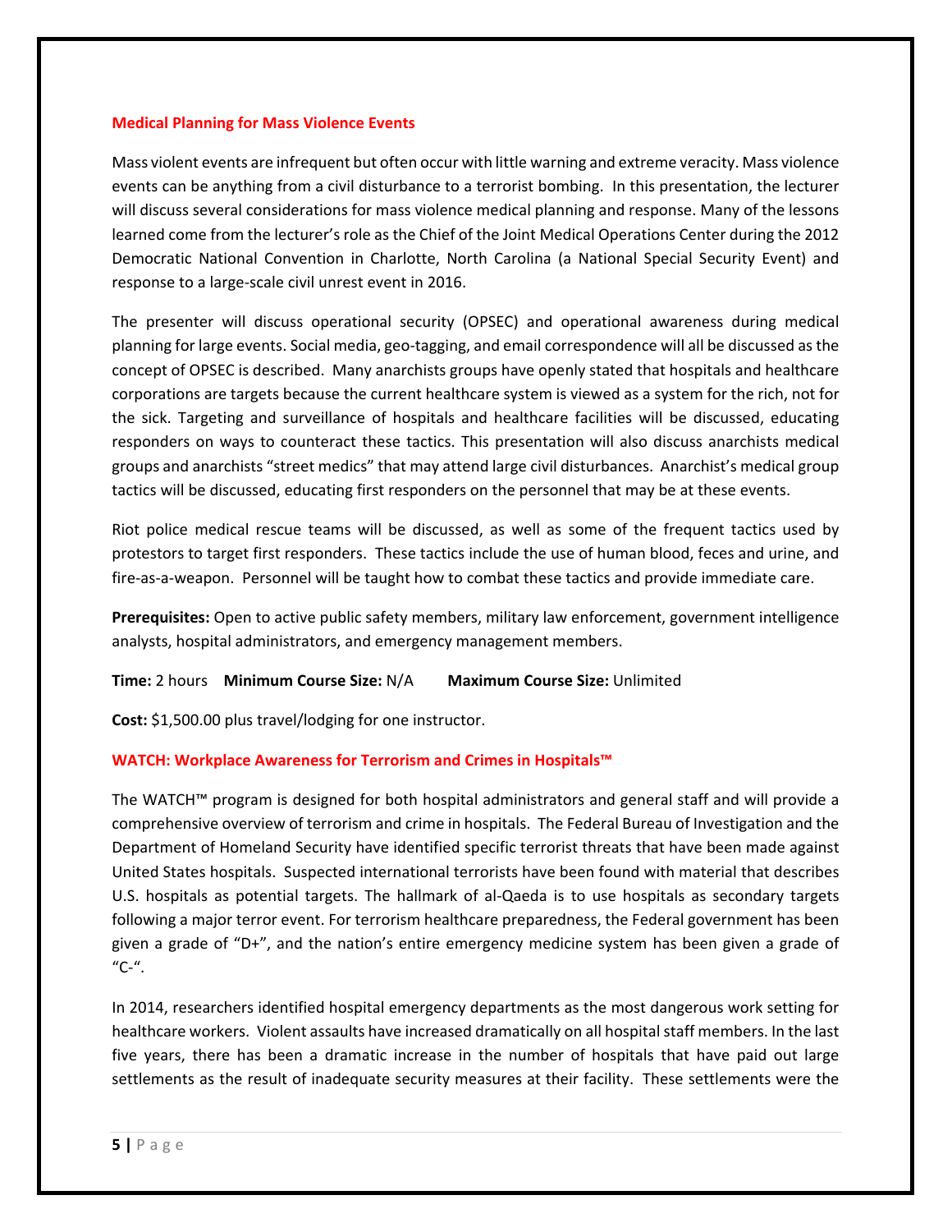## Medical Planning for Mass Violence Events

Mass violent events are infrequent but often occur with little warning and extreme veracity. Mass violence events can be anything from a civil disturbance to a terrorist bombing. In this presentation, the lecturer will discuss several considerations for mass violence medical planning and response. Many of the lessons learned come from the lecturer's role as the Chief of the Joint Medical Operations Center during the 2012 Democratic National Convention in Charlotte, North Carolina (a National Special Security Event) and response to a large-scale civil unrest event in 2016.

The presenter will discuss operational security (OPSEC) and operational awareness during medical planning for large events. Social media, geo-tagging, and email correspondence will all be discussed as the concept of OPSEC is described. Many anarchists groups have openly stated that hospitals and healthcare corporations are targets because the current healthcare system is viewed as a system for the rich, not for the sick. Targeting and surveillance of hospitals and healthcare facilities will be discussed, educating responders on ways to counteract these tactics. This presentation will also discuss anarchists medical groups and anarchists "street medics" that may attend large civil disturbances. Anarchist's medical group tactics will be discussed, educating first responders on the personnel that may be at these events.

Riot police medical rescue teams will be discussed, as well as some of the frequent tactics used by protestors to target first responders. These tactics include the use of human blood, feces and urine, and fire-as-a-weapon. Personnel will be taught how to combat these tactics and provide immediate care.

**Prerequisites:** Open to active public safety members, military law enforcement, government intelligence analysts, hospital administrators, and emergency management members.

**Time:** 2 hours **Minimum Course Size:** N/A **Maximum Course Size:** Unlimited

**Cost:** $1,500.00 plus travel/lodging for one instructor.

## WATCH: Workplace Awareness for Terrorism and Crimes in Hospitals™

The WATCH™ program is designed for both hospital administrators and general staff and will provide a comprehensive overview of terrorism and crime in hospitals. The Federal Bureau of Investigation and the Department of Homeland Security have identified specific terrorist threats that have been made against United States hospitals. Suspected international terrorists have been found with material that describes U.S. hospitals as potential targets. The hallmark of al-Qaeda is to use hospitals as secondary targets following a major terror event. For terrorism healthcare preparedness, the Federal government has been given a grade of "D+", and the nation's entire emergency medicine system has been given a grade of "C-".

In 2014, researchers identified hospital emergency departments as the most dangerous work setting for healthcare workers. Violent assaults have increased dramatically on all hospital staff members. In the last five years, there has been a dramatic increase in the number of hospitals that have paid out large settlements as the result of inadequate security measures at their facility. These settlements were the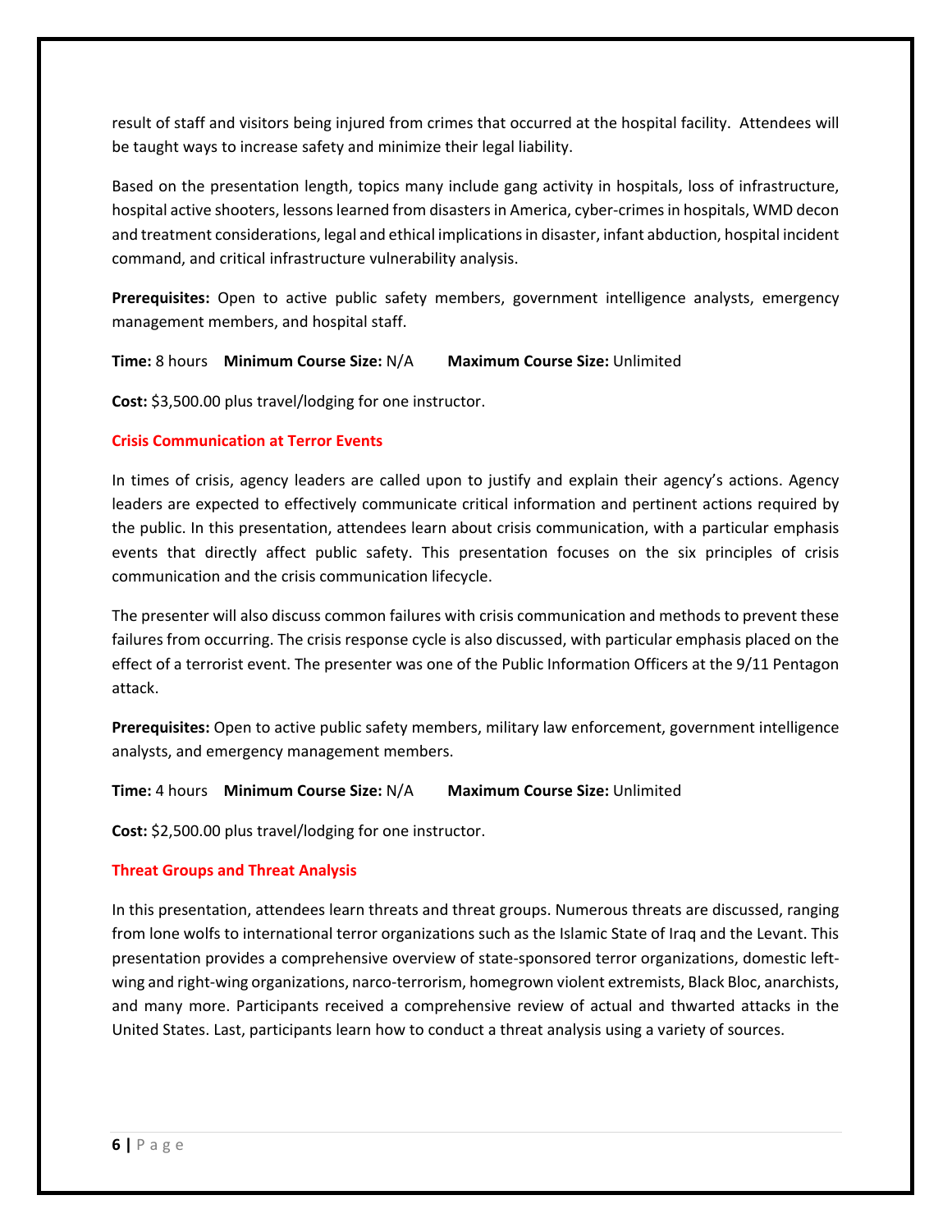result of staff and visitors being injured from crimes that occurred at the hospital facility. Attendees will be taught ways to increase safety and minimize their legal liability.

Based on the presentation length, topics many include gang activity in hospitals, loss of infrastructure, hospital active shooters, lessons learned from disasters in America, cyber-crimes in hospitals, WMD decon and treatment considerations, legal and ethical implications in disaster, infant abduction, hospital incident command, and critical infrastructure vulnerability analysis.

**Prerequisites:** Open to active public safety members, government intelligence analysts, emergency management members, and hospital staff.

**Time:** 8 hours **Minimum Course Size:** N/A **Maximum Course Size:** Unlimited

**Cost:** $3,500.00 plus travel/lodging for one instructor.

## Crisis Communication at Terror Events

In times of crisis, agency leaders are called upon to justify and explain their agency's actions. Agency leaders are expected to effectively communicate critical information and pertinent actions required by the public. In this presentation, attendees learn about crisis communication, with a particular emphasis events that directly affect public safety. This presentation focuses on the six principles of crisis communication and the crisis communication lifecycle.

The presenter will also discuss common failures with crisis communication and methods to prevent these failures from occurring. The crisis response cycle is also discussed, with particular emphasis placed on the effect of a terrorist event. The presenter was one of the Public Information Officers at the 9/11 Pentagon attack.

**Prerequisites:** Open to active public safety members, military law enforcement, government intelligence analysts, and emergency management members.

**Time:** 4 hours **Minimum Course Size:** N/A **Maximum Course Size:** Unlimited

**Cost:** $2,500.00 plus travel/lodging for one instructor.

## Threat Groups and Threat Analysis

In this presentation, attendees learn threats and threat groups. Numerous threats are discussed, ranging from lone wolfs to international terror organizations such as the Islamic State of Iraq and the Levant. This presentation provides a comprehensive overview of state-sponsored terror organizations, domestic left-wing and right-wing organizations, narco-terrorism, homegrown violent extremists, Black Bloc, anarchists, and many more. Participants received a comprehensive review of actual and thwarted attacks in the United States. Last, participants learn how to conduct a threat analysis using a variety of sources.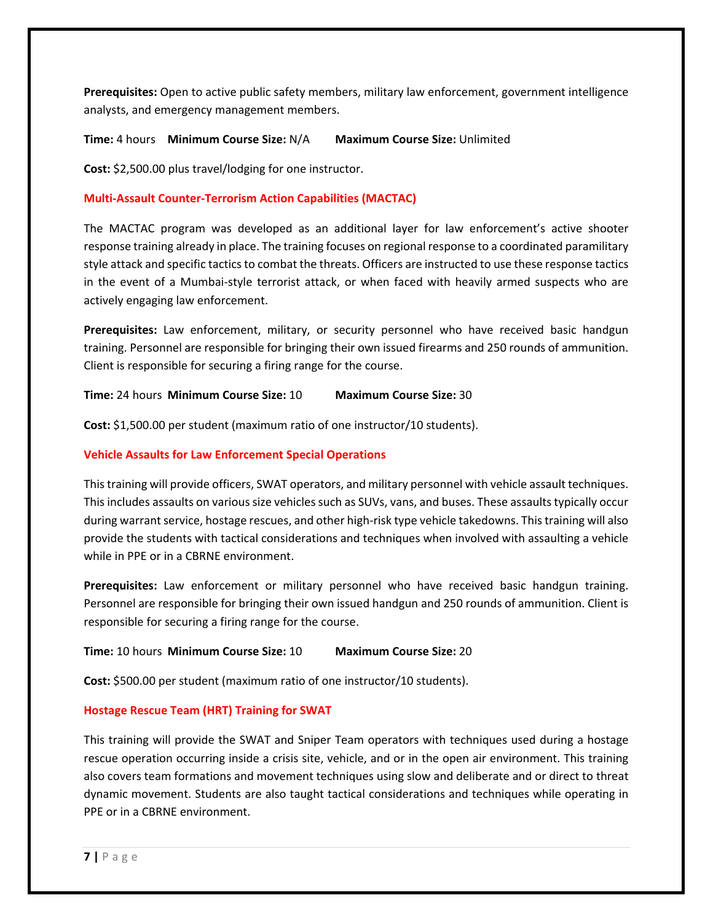**Prerequisites:** Open to active public safety members, military law enforcement, government intelligence analysts, and emergency management members.

**Time:** 4 hours **Minimum Course Size:** N/A **Maximum Course Size:** Unlimited

**Cost:** $2,500.00 plus travel/lodging for one instructor.

## Multi-Assault Counter-Terrorism Action Capabilities (MACTAC)

The MACTAC program was developed as an additional layer for law enforcement's active shooter response training already in place. The training focuses on regional response to a coordinated paramilitary style attack and specific tactics to combat the threats. Officers are instructed to use these response tactics in the event of a Mumbai-style terrorist attack, or when faced with heavily armed suspects who are actively engaging law enforcement.

**Prerequisites:** Law enforcement, military, or security personnel who have received basic handgun training. Personnel are responsible for bringing their own issued firearms and 250 rounds of ammunition. Client is responsible for securing a firing range for the course.

**Time:** 24 hours **Minimum Course Size:** 10 **Maximum Course Size:** 30

**Cost:** $1,500.00 per student (maximum ratio of one instructor/10 students).

## Vehicle Assaults for Law Enforcement Special Operations

This training will provide officers, SWAT operators, and military personnel with vehicle assault techniques. This includes assaults on various size vehicles such as SUVs, vans, and buses. These assaults typically occur during warrant service, hostage rescues, and other high-risk type vehicle takedowns. This training will also provide the students with tactical considerations and techniques when involved with assaulting a vehicle while in PPE or in a CBRNE environment.

**Prerequisites:** Law enforcement or military personnel who have received basic handgun training. Personnel are responsible for bringing their own issued handgun and 250 rounds of ammunition. Client is responsible for securing a firing range for the course.

**Time:** 10 hours **Minimum Course Size:** 10 **Maximum Course Size:** 20

**Cost:** $500.00 per student (maximum ratio of one instructor/10 students).

## Hostage Rescue Team (HRT) Training for SWAT

This training will provide the SWAT and Sniper Team operators with techniques used during a hostage rescue operation occurring inside a crisis site, vehicle, and or in the open air environment. This training also covers team formations and movement techniques using slow and deliberate and or direct to threat dynamic movement. Students are also taught tactical considerations and techniques while operating in PPE or in a CBRNE environment.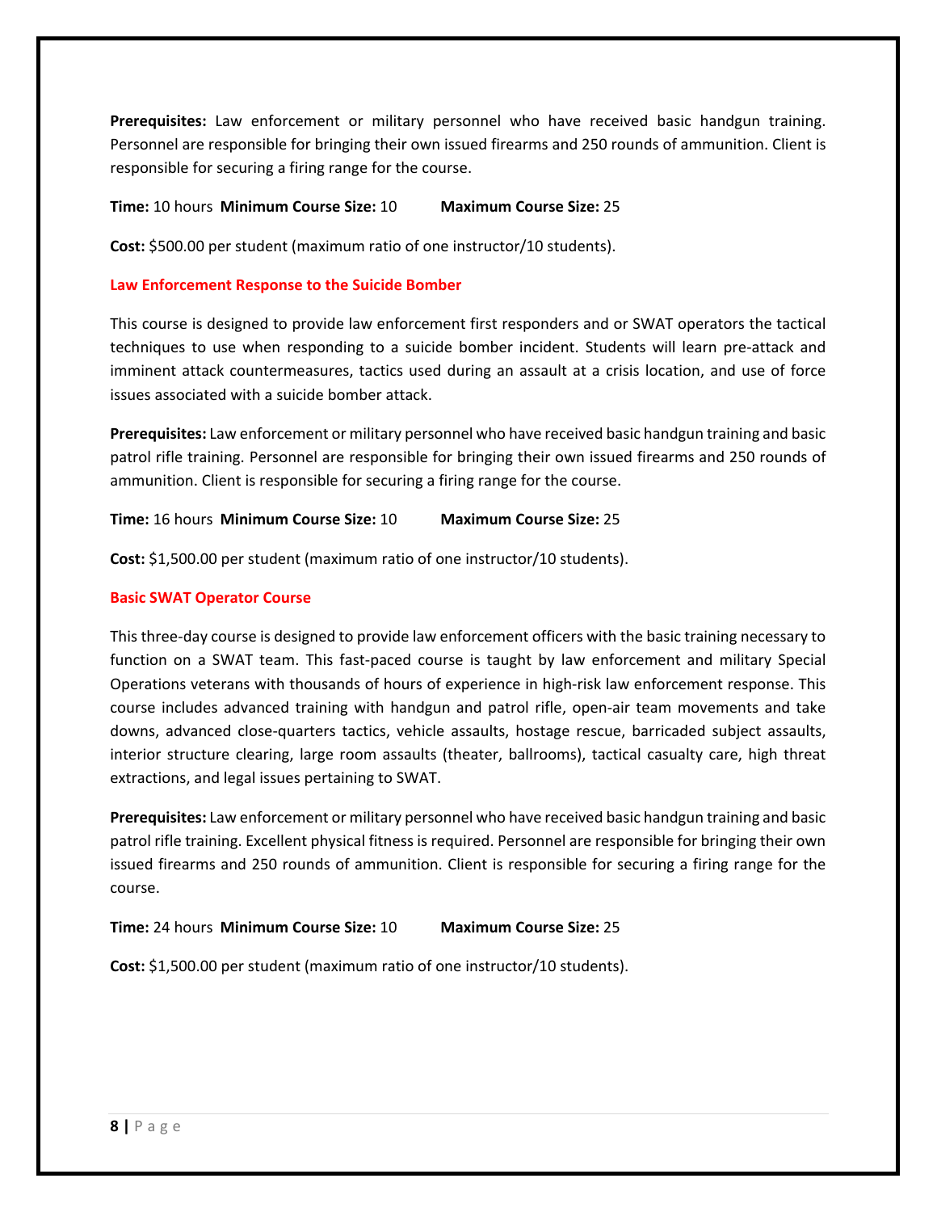**Prerequisites:** Law enforcement or military personnel who have received basic handgun training. Personnel are responsible for bringing their own issued firearms and 250 rounds of ammunition. Client is responsible for securing a firing range for the course.

**Time:** 10 hours **Minimum Course Size:** 10 **Maximum Course Size:** 25

**Cost:** $500.00 per student (maximum ratio of one instructor/10 students).

### Law Enforcement Response to the Suicide Bomber

This course is designed to provide law enforcement first responders and or SWAT operators the tactical techniques to use when responding to a suicide bomber incident. Students will learn pre-attack and imminent attack countermeasures, tactics used during an assault at a crisis location, and use of force issues associated with a suicide bomber attack.

**Prerequisites:** Law enforcement or military personnel who have received basic handgun training and basic patrol rifle training. Personnel are responsible for bringing their own issued firearms and 250 rounds of ammunition. Client is responsible for securing a firing range for the course.

**Time:** 16 hours **Minimum Course Size:** 10 **Maximum Course Size:** 25

**Cost:** $1,500.00 per student (maximum ratio of one instructor/10 students).

### Basic SWAT Operator Course

This three-day course is designed to provide law enforcement officers with the basic training necessary to function on a SWAT team. This fast-paced course is taught by law enforcement and military Special Operations veterans with thousands of hours of experience in high-risk law enforcement response. This course includes advanced training with handgun and patrol rifle, open-air team movements and take downs, advanced close-quarters tactics, vehicle assaults, hostage rescue, barricaded subject assaults, interior structure clearing, large room assaults (theater, ballrooms), tactical casualty care, high threat extractions, and legal issues pertaining to SWAT.

**Prerequisites:** Law enforcement or military personnel who have received basic handgun training and basic patrol rifle training. Excellent physical fitness is required. Personnel are responsible for bringing their own issued firearms and 250 rounds of ammunition. Client is responsible for securing a firing range for the course.

**Time:** 24 hours **Minimum Course Size:** 10 **Maximum Course Size:** 25

**Cost:** $1,500.00 per student (maximum ratio of one instructor/10 students).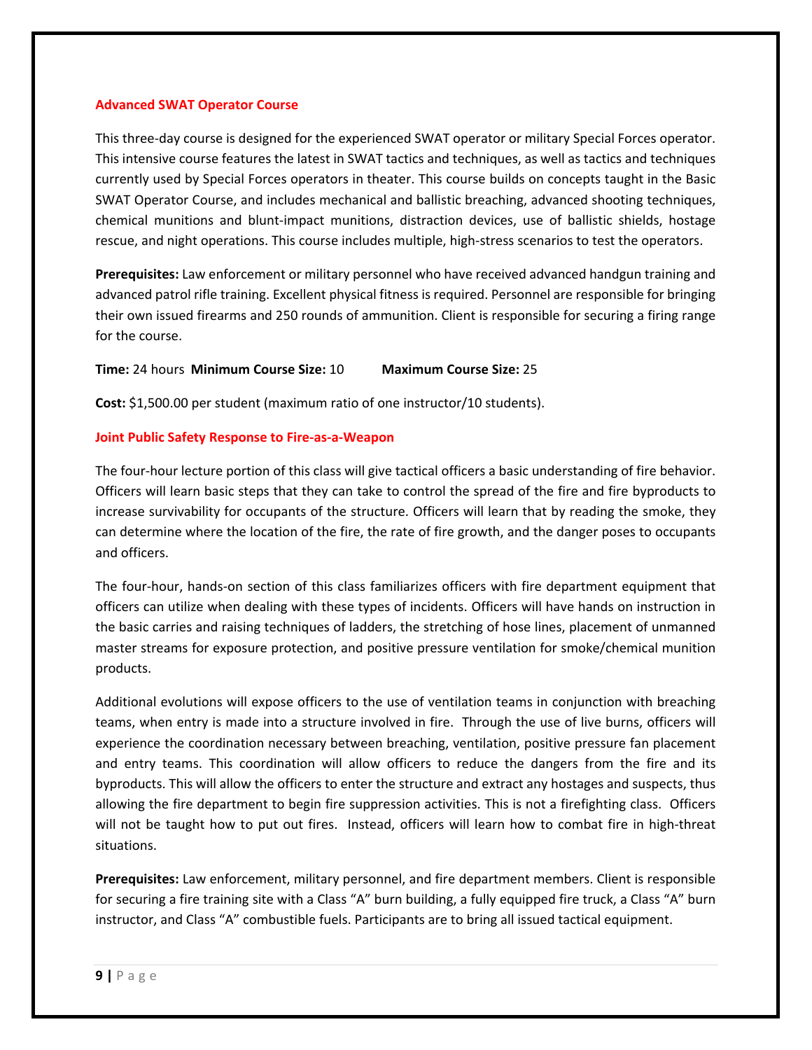### Advanced SWAT Operator Course

This three-day course is designed for the experienced SWAT operator or military Special Forces operator. This intensive course features the latest in SWAT tactics and techniques, as well as tactics and techniques currently used by Special Forces operators in theater. This course builds on concepts taught in the Basic SWAT Operator Course, and includes mechanical and ballistic breaching, advanced shooting techniques, chemical munitions and blunt-impact munitions, distraction devices, use of ballistic shields, hostage rescue, and night operations. This course includes multiple, high-stress scenarios to test the operators.

**Prerequisites:** Law enforcement or military personnel who have received advanced handgun training and advanced patrol rifle training. Excellent physical fitness is required. Personnel are responsible for bringing their own issued firearms and 250 rounds of ammunition. Client is responsible for securing a firing range for the course.

**Time:** 24 hours **Minimum Course Size:** 10 **Maximum Course Size:** 25

**Cost:** $1,500.00 per student (maximum ratio of one instructor/10 students).

### Joint Public Safety Response to Fire-as-a-Weapon

The four-hour lecture portion of this class will give tactical officers a basic understanding of fire behavior. Officers will learn basic steps that they can take to control the spread of the fire and fire byproducts to increase survivability for occupants of the structure. Officers will learn that by reading the smoke, they can determine where the location of the fire, the rate of fire growth, and the danger poses to occupants and officers.

The four-hour, hands-on section of this class familiarizes officers with fire department equipment that officers can utilize when dealing with these types of incidents. Officers will have hands on instruction in the basic carries and raising techniques of ladders, the stretching of hose lines, placement of unmanned master streams for exposure protection, and positive pressure ventilation for smoke/chemical munition products.

Additional evolutions will expose officers to the use of ventilation teams in conjunction with breaching teams, when entry is made into a structure involved in fire. Through the use of live burns, officers will experience the coordination necessary between breaching, ventilation, positive pressure fan placement and entry teams. This coordination will allow officers to reduce the dangers from the fire and its byproducts. This will allow the officers to enter the structure and extract any hostages and suspects, thus allowing the fire department to begin fire suppression activities. This is not a firefighting class. Officers will not be taught how to put out fires. Instead, officers will learn how to combat fire in high-threat situations.

**Prerequisites:** Law enforcement, military personnel, and fire department members. Client is responsible for securing a fire training site with a Class "A" burn building, a fully equipped fire truck, a Class "A" burn instructor, and Class "A" combustible fuels. Participants are to bring all issued tactical equipment.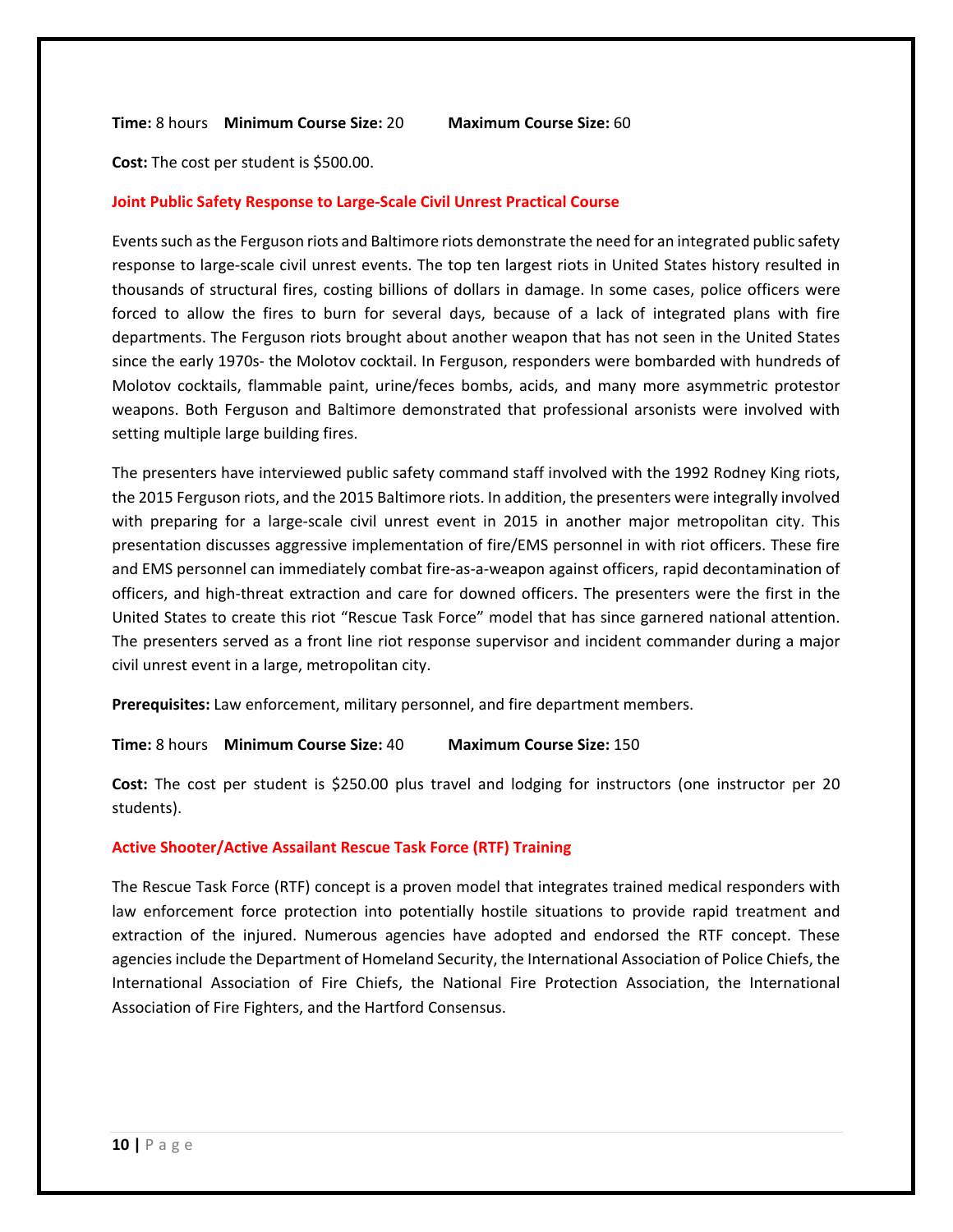**Time:** 8 hours **Minimum Course Size:** 20 **Maximum Course Size:** 60

**Cost:** The cost per student is $500.00.

## Joint Public Safety Response to Large-Scale Civil Unrest Practical Course

Events such as the Ferguson riots and Baltimore riots demonstrate the need for an integrated public safety response to large-scale civil unrest events. The top ten largest riots in United States history resulted in thousands of structural fires, costing billions of dollars in damage. In some cases, police officers were forced to allow the fires to burn for several days, because of a lack of integrated plans with fire departments. The Ferguson riots brought about another weapon that has not seen in the United States since the early 1970s- the Molotov cocktail. In Ferguson, responders were bombarded with hundreds of Molotov cocktails, flammable paint, urine/feces bombs, acids, and many more asymmetric protestor weapons. Both Ferguson and Baltimore demonstrated that professional arsonists were involved with setting multiple large building fires.

The presenters have interviewed public safety command staff involved with the 1992 Rodney King riots, the 2015 Ferguson riots, and the 2015 Baltimore riots. In addition, the presenters were integrally involved with preparing for a large-scale civil unrest event in 2015 in another major metropolitan city. This presentation discusses aggressive implementation of fire/EMS personnel in with riot officers. These fire and EMS personnel can immediately combat fire-as-a-weapon against officers, rapid decontamination of officers, and high-threat extraction and care for downed officers. The presenters were the first in the United States to create this riot "Rescue Task Force" model that has since garnered national attention. The presenters served as a front line riot response supervisor and incident commander during a major civil unrest event in a large, metropolitan city.

**Prerequisites:** Law enforcement, military personnel, and fire department members.

**Time:** 8 hours **Minimum Course Size:** 40 **Maximum Course Size:** 150

**Cost:** The cost per student is $250.00 plus travel and lodging for instructors (one instructor per 20 students).

## Active Shooter/Active Assailant Rescue Task Force (RTF) Training

The Rescue Task Force (RTF) concept is a proven model that integrates trained medical responders with law enforcement force protection into potentially hostile situations to provide rapid treatment and extraction of the injured. Numerous agencies have adopted and endorsed the RTF concept. These agencies include the Department of Homeland Security, the International Association of Police Chiefs, the International Association of Fire Chiefs, the National Fire Protection Association, the International Association of Fire Fighters, and the Hartford Consensus.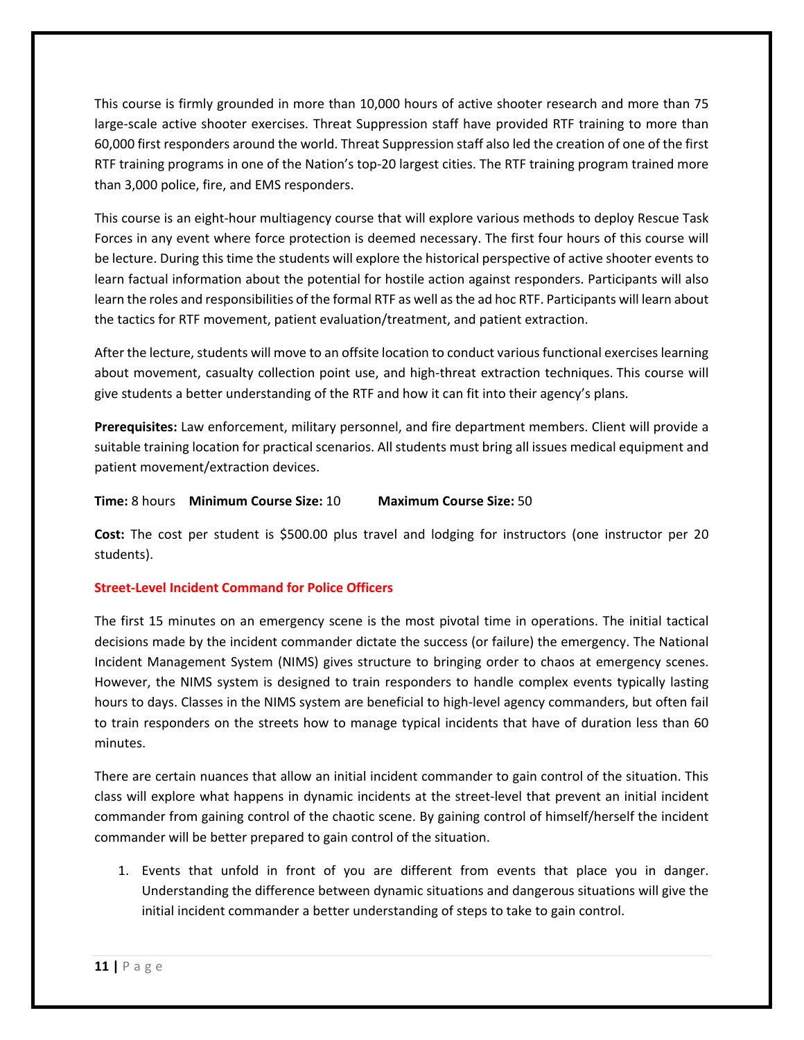This course is firmly grounded in more than 10,000 hours of active shooter research and more than 75 large-scale active shooter exercises. Threat Suppression staff have provided RTF training to more than 60,000 first responders around the world. Threat Suppression staff also led the creation of one of the first RTF training programs in one of the Nation's top-20 largest cities. The RTF training program trained more than 3,000 police, fire, and EMS responders.

This course is an eight-hour multiagency course that will explore various methods to deploy Rescue Task Forces in any event where force protection is deemed necessary. The first four hours of this course will be lecture. During this time the students will explore the historical perspective of active shooter events to learn factual information about the potential for hostile action against responders. Participants will also learn the roles and responsibilities of the formal RTF as well as the ad hoc RTF. Participants will learn about the tactics for RTF movement, patient evaluation/treatment, and patient extraction.

After the lecture, students will move to an offsite location to conduct various functional exercises learning about movement, casualty collection point use, and high-threat extraction techniques. This course will give students a better understanding of the RTF and how it can fit into their agency's plans.

**Prerequisites:** Law enforcement, military personnel, and fire department members. Client will provide a suitable training location for practical scenarios. All students must bring all issues medical equipment and patient movement/extraction devices.

**Time:** 8 hours **Minimum Course Size:** 10 **Maximum Course Size:** 50

**Cost:** The cost per student is $500.00 plus travel and lodging for instructors (one instructor per 20 students).

### Street-Level Incident Command for Police Officers

The first 15 minutes on an emergency scene is the most pivotal time in operations. The initial tactical decisions made by the incident commander dictate the success (or failure) the emergency. The National Incident Management System (NIMS) gives structure to bringing order to chaos at emergency scenes. However, the NIMS system is designed to train responders to handle complex events typically lasting hours to days. Classes in the NIMS system are beneficial to high-level agency commanders, but often fail to train responders on the streets how to manage typical incidents that have of duration less than 60 minutes.

There are certain nuances that allow an initial incident commander to gain control of the situation. This class will explore what happens in dynamic incidents at the street-level that prevent an initial incident commander from gaining control of the chaotic scene. By gaining control of himself/herself the incident commander will be better prepared to gain control of the situation.

1. Events that unfold in front of you are different from events that place you in danger. Understanding the difference between dynamic situations and dangerous situations will give the initial incident commander a better understanding of steps to take to gain control.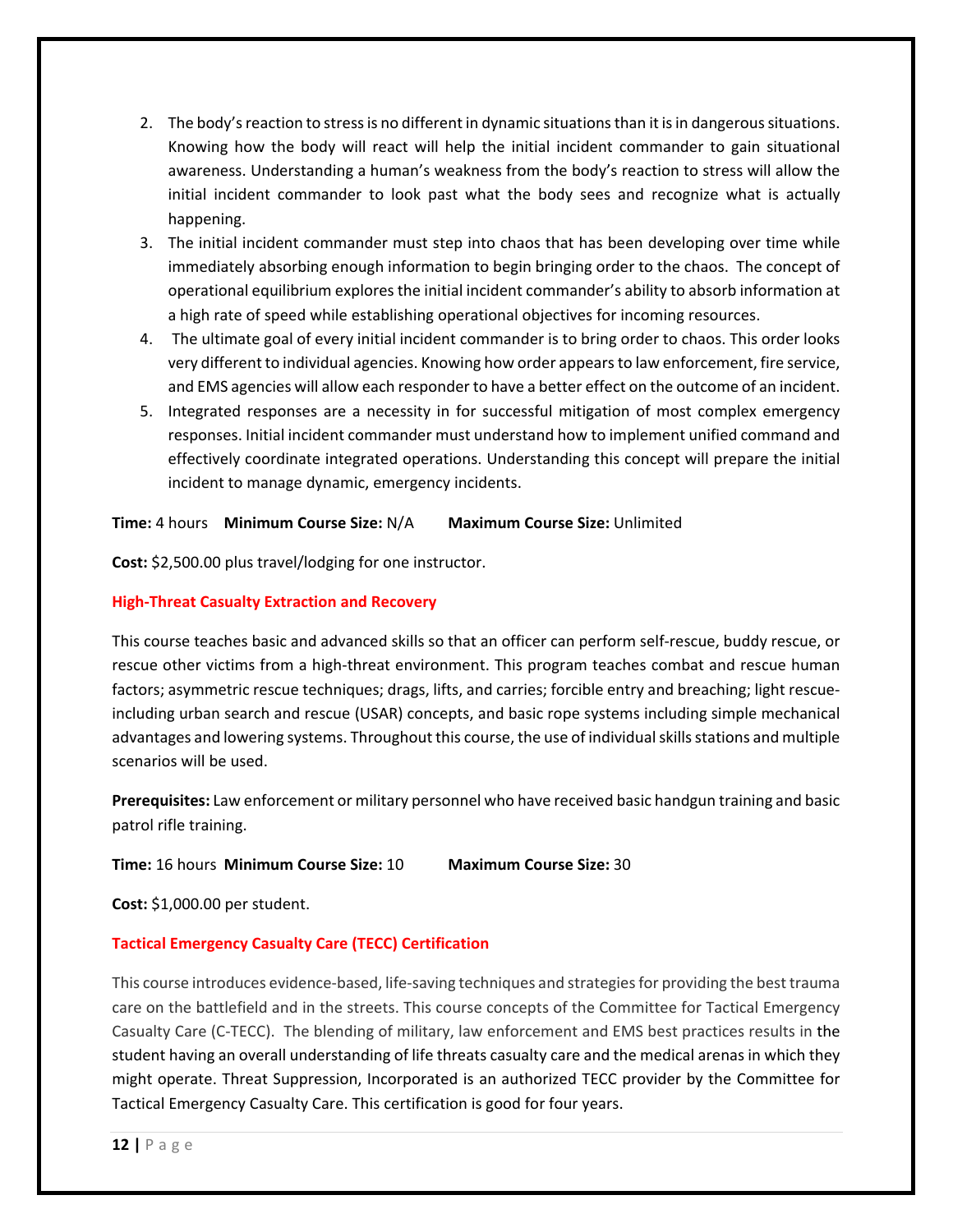2. The body's reaction to stress is no different in dynamic situations than it is in dangerous situations. Knowing how the body will react will help the initial incident commander to gain situational awareness. Understanding a human's weakness from the body's reaction to stress will allow the initial incident commander to look past what the body sees and recognize what is actually happening.
3. The initial incident commander must step into chaos that has been developing over time while immediately absorbing enough information to begin bringing order to the chaos. The concept of operational equilibrium explores the initial incident commander's ability to absorb information at a high rate of speed while establishing operational objectives for incoming resources.
4. The ultimate goal of every initial incident commander is to bring order to chaos. This order looks very different to individual agencies. Knowing how order appears to law enforcement, fire service, and EMS agencies will allow each responder to have a better effect on the outcome of an incident.
5. Integrated responses are a necessity in for successful mitigation of most complex emergency responses. Initial incident commander must understand how to implement unified command and effectively coordinate integrated operations. Understanding this concept will prepare the initial incident to manage dynamic, emergency incidents.

**Time:** 4 hours **Minimum Course Size:** N/A **Maximum Course Size:** Unlimited

**Cost:** $2,500.00 plus travel/lodging for one instructor.

### High-Threat Casualty Extraction and Recovery

This course teaches basic and advanced skills so that an officer can perform self-rescue, buddy rescue, or rescue other victims from a high-threat environment. This program teaches combat and rescue human factors; asymmetric rescue techniques; drags, lifts, and carries; forcible entry and breaching; light rescue-including urban search and rescue (USAR) concepts, and basic rope systems including simple mechanical advantages and lowering systems. Throughout this course, the use of individual skills stations and multiple scenarios will be used.

**Prerequisites:** Law enforcement or military personnel who have received basic handgun training and basic patrol rifle training.

**Time:** 16 hours **Minimum Course Size:** 10 **Maximum Course Size:** 30

**Cost:** $1,000.00 per student.

### Tactical Emergency Casualty Care (TECC) Certification

This course introduces evidence-based, life-saving techniques and strategies for providing the best trauma care on the battlefield and in the streets. This course concepts of the Committee for Tactical Emergency Casualty Care (C-TECC). The blending of military, law enforcement and EMS best practices results in the student having an overall understanding of life threats casualty care and the medical arenas in which they might operate. Threat Suppression, Incorporated is an authorized TECC provider by the Committee for Tactical Emergency Casualty Care. This certification is good for four years.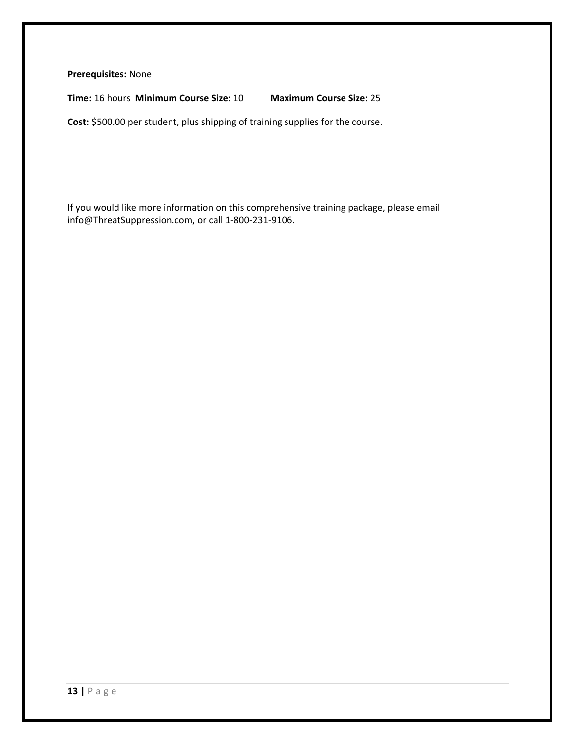**Prerequisites:** None

**Time:** 16 hours **Minimum Course Size:** 10 **Maximum Course Size:** 25

**Cost:** $500.00 per student, plus shipping of training supplies for the course.

If you would like more information on this comprehensive training package, please email info@ThreatSuppression.com, or call 1-800-231-9106.